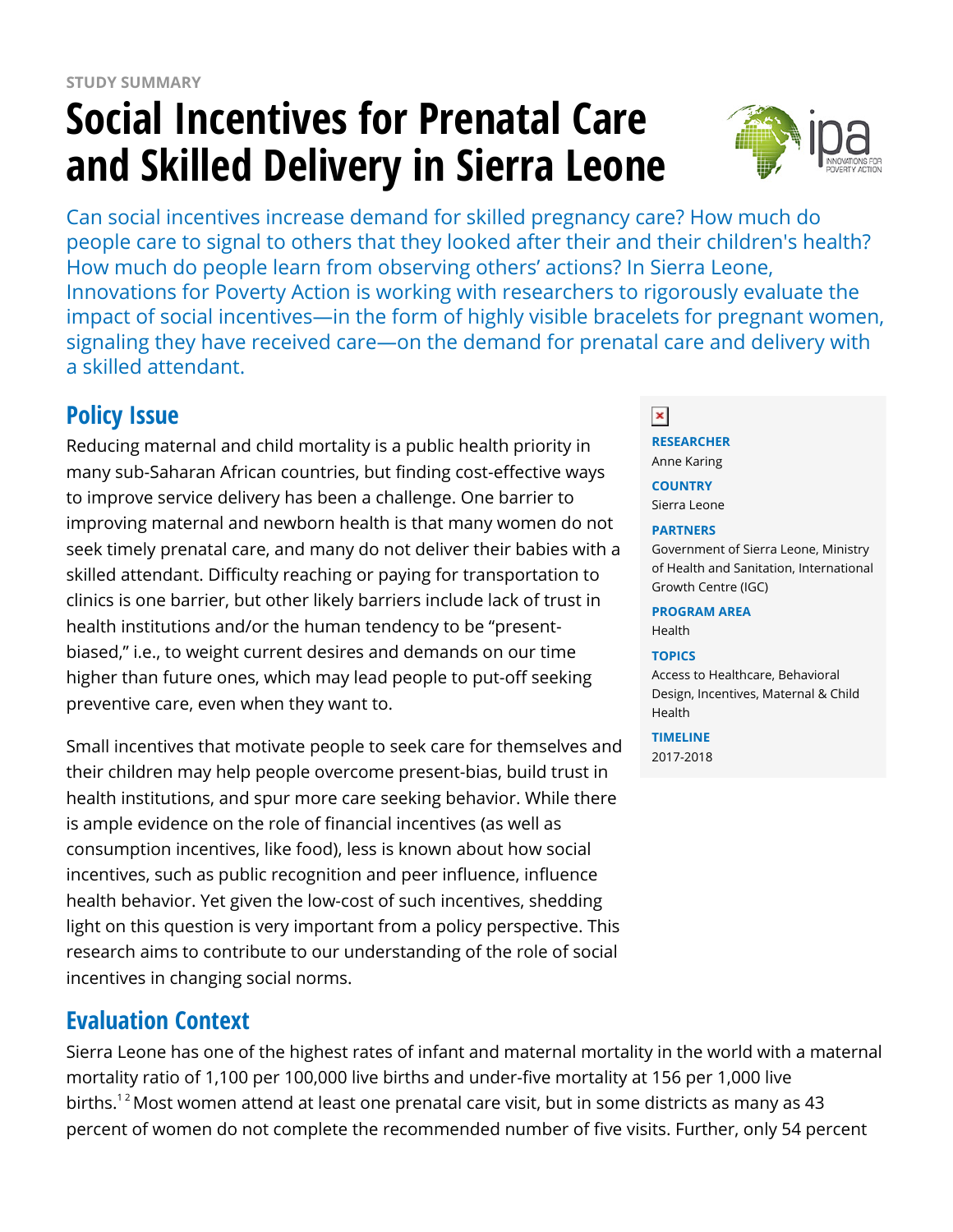STUDY SUMMARY

# Social Incentives for Prenatal Care and Skilled Delivery in Sierra Leone

Can social incentives increase demand for skilled pregnancy care? How much do people care to signal to others that they looked after their and their children's health? How much do people learn from observing others' actions? In Sierra Leone, Innovations for Poverty Action is working with researchers to rigorously evaluate the impact of social incentives—in the form of highly visible bracelets for pregnant women, signaling they have received care—on the demand for prenatal care and delivery with a skilled attendant.

**RESEARCHER**
Anne Karing

**COUNTRY**
Sierra Leone

**PARTNERS**
Government of Sierra Leone, Ministry of Health and Sanitation, International Growth Centre (IGC)

**PROGRAM AREA**
Health

**TOPICS**
Access to Healthcare, Behavioral Design, Incentives, Maternal & Child Health

**TIMELINE**
2017-2018

## Policy Issue

Reducing maternal and child mortality is a public health priority in many sub-Saharan African countries, but finding cost-effective ways to improve service delivery has been a challenge. One barrier to improving maternal and newborn health is that many women do not seek timely prenatal care, and many do not deliver their babies with a skilled attendant. Difficulty reaching or paying for transportation to clinics is one barrier, but other likely barriers include lack of trust in health institutions and/or the human tendency to be "present-biased," i.e., to weight current desires and demands on our time higher than future ones, which may lead people to put-off seeking preventive care, even when they want to.

Small incentives that motivate people to seek care for themselves and their children may help people overcome present-bias, build trust in health institutions, and spur more care seeking behavior. While there is ample evidence on the role of financial incentives (as well as consumption incentives, like food), less is known about how social incentives, such as public recognition and peer influence, influence health behavior. Yet given the low-cost of such incentives, shedding light on this question is very important from a policy perspective. This research aims to contribute to our understanding of the role of social incentives in changing social norms.

## Evaluation Context

Sierra Leone has one of the highest rates of infant and maternal mortality in the world with a maternal mortality ratio of 1,100 per 100,000 live births and under-five mortality at 156 per 1,000 live births.[1 2] Most women attend at least one prenatal care visit, but in some districts as many as 43 percent of women do not complete the recommended number of five visits. Further, only 54 percent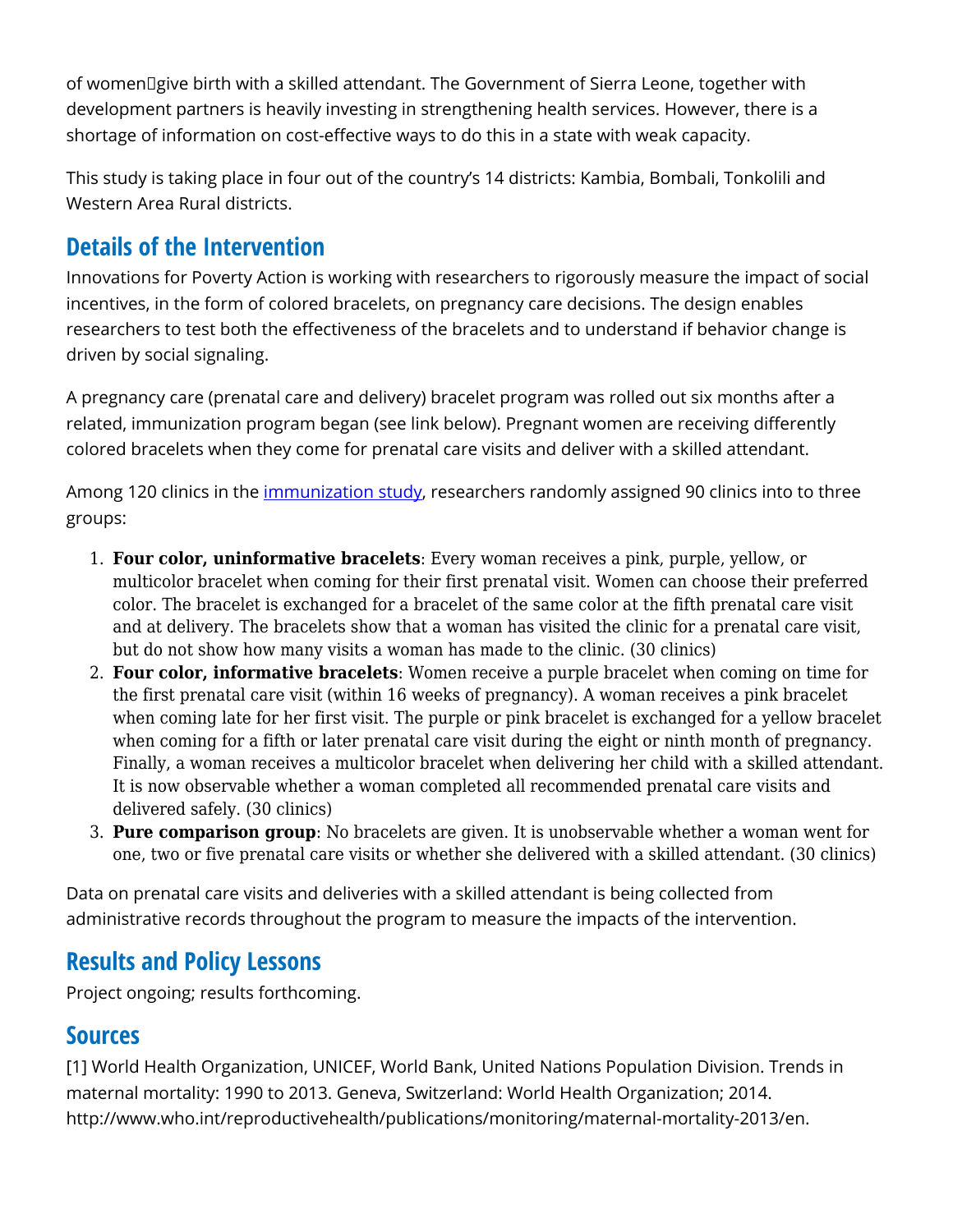of women give birth with a skilled attendant. The Government of Sierra Leone, together with development partners is heavily investing in strengthening health services. However, there is a shortage of information on cost-effective ways to do this in a state with weak capacity.

This study is taking place in four out of the country's 14 districts: Kambia, Bombali, Tonkolili and Western Area Rural districts.

## Details of the Intervention

Innovations for Poverty Action is working with researchers to rigorously measure the impact of social incentives, in the form of colored bracelets, on pregnancy care decisions. The design enables researchers to test both the effectiveness of the bracelets and to understand if behavior change is driven by social signaling.

A pregnancy care (prenatal care and delivery) bracelet program was rolled out six months after a related, immunization program began (see link below). Pregnant women are receiving differently colored bracelets when they come for prenatal care visits and deliver with a skilled attendant.

Among 120 clinics in the immunization study, researchers randomly assigned 90 clinics into to three groups:

1. **Four color, uninformative bracelets**: Every woman receives a pink, purple, yellow, or multicolor bracelet when coming for their first prenatal visit. Women can choose their preferred color. The bracelet is exchanged for a bracelet of the same color at the fifth prenatal care visit and at delivery. The bracelets show that a woman has visited the clinic for a prenatal care visit, but do not show how many visits a woman has made to the clinic. (30 clinics)
2. **Four color, informative bracelets**: Women receive a purple bracelet when coming on time for the first prenatal care visit (within 16 weeks of pregnancy). A woman receives a pink bracelet when coming late for her first visit. The purple or pink bracelet is exchanged for a yellow bracelet when coming for a fifth or later prenatal care visit during the eight or ninth month of pregnancy. Finally, a woman receives a multicolor bracelet when delivering her child with a skilled attendant. It is now observable whether a woman completed all recommended prenatal care visits and delivered safely. (30 clinics)
3. **Pure comparison group**: No bracelets are given. It is unobservable whether a woman went for one, two or five prenatal care visits or whether she delivered with a skilled attendant. (30 clinics)

Data on prenatal care visits and deliveries with a skilled attendant is being collected from administrative records throughout the program to measure the impacts of the intervention.

## Results and Policy Lessons

Project ongoing; results forthcoming.

## Sources

[1] World Health Organization, UNICEF, World Bank, United Nations Population Division. Trends in maternal mortality: 1990 to 2013. Geneva, Switzerland: World Health Organization; 2014. http://www.who.int/reproductivehealth/publications/monitoring/maternal-mortality-2013/en.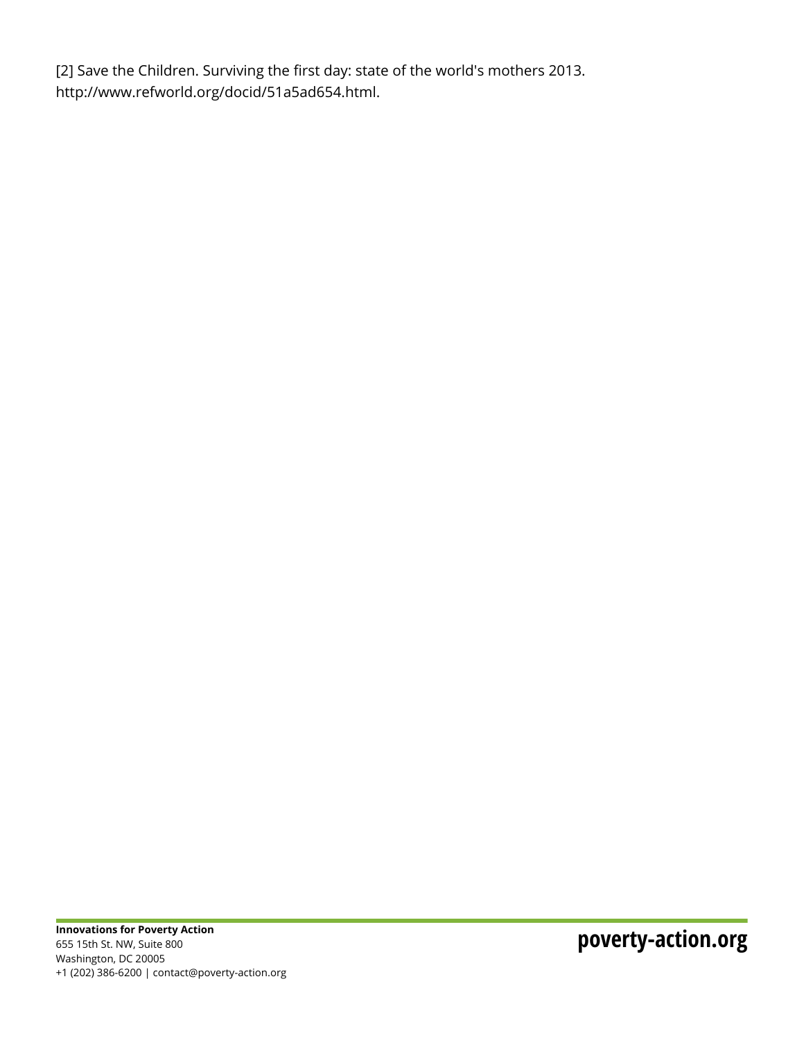[2] Save the Children. Surviving the first day: state of the world's mothers 2013. http://www.refworld.org/docid/51a5ad654.html.

**Innovations for Poverty Action**
655 15th St. NW, Suite 800
Washington, DC 20005
+1 (202) 386-6200 | contact@poverty-action.org

**poverty-action.org**